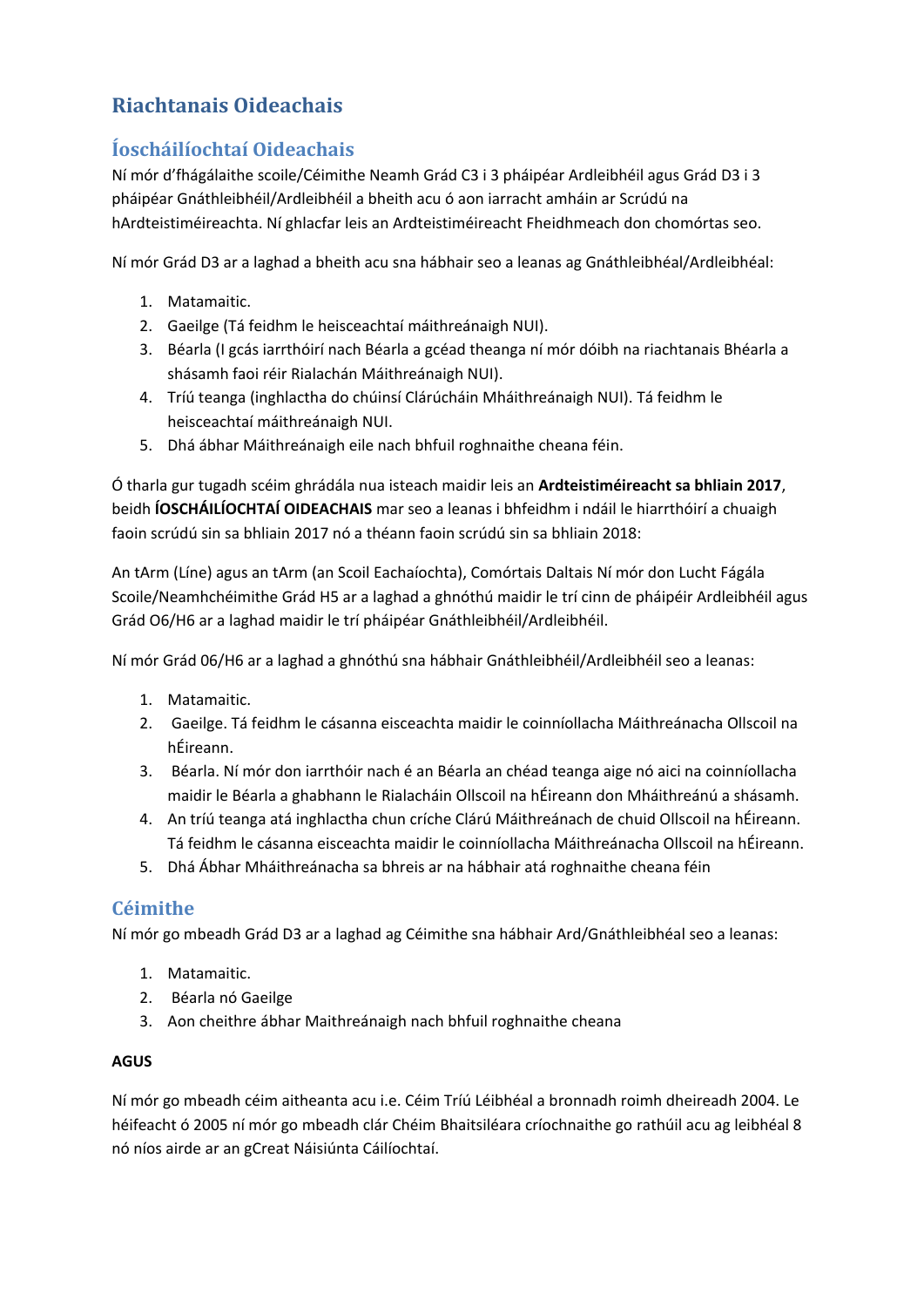## Riachtanais Oideachais

### Íoscháilíochtaí Oideachais

Ní mór d'fhágálaithe scoile/Céimithe Neamh Grád C3 i 3 pháipéar Ardleibhéil agus Grád D3 i 3 pháipéar Gnáthleibhéil/Ardleibhéil a bheith acu ó aon iarracht amháin ar Scrúdú na hArdteistiméireachta. Ní ghlacfar leis an Ardteistiméireacht Fheidhmeach don chomórtas seo.

Ní mór Grád D3 ar a laghad a bheith acu sna hábhair seo a leanas ag Gnáthleibhéal/Ardleibhéal:

1. Matamaitic.
2. Gaeilge (Tá feidhm le heisceachtaí máithreánaigh NUI).
3. Béarla (I gcás iarrthóirí nach Béarla a gcéad theanga ní mór dóibh na riachtanais Bhéarla a shásamh faoi réir Rialachán Máithreánaigh NUI).
4. Tríú teanga (inghlactha do chúinsí Clárúcháin Mháithreánaigh NUI). Tá feidhm le heisceachtaí máithreánaigh NUI.
5. Dhá ábhar Máithreánaigh eile nach bhfuil roghnaithe cheana féin.

Ó tharla gur tugadh scéim ghrádála nua isteach maidir leis an **Ardteistiméireacht sa bhliain 2017**, beidh **ÍOSCHÁILÍOCHTAÍ OIDEACHAIS** mar seo a leanas i bhfeidhm i ndáil le hiarrthóirí a chuaigh faoin scrúdú sin sa bhliain 2017 nó a théann faoin scrúdú sin sa bhliain 2018:

An tArm (Líne) agus an tArm (an Scoil Eachaíochta), Comórtais Daltais Ní mór don Lucht Fágála Scoile/Neamhchéimithe Grád H5 ar a laghad a ghnóthú maidir le trí cinn de pháipéir Ardleibhéil agus Grád O6/H6 ar a laghad maidir le trí pháipéar Gnáthleibhéil/Ardleibhéil.

Ní mór Grád 06/H6 ar a laghad a ghnóthú sna hábhair Gnáthleibhéil/Ardleibhéil seo a leanas:

1. Matamaitic.
2. Gaeilge. Tá feidhm le cásanna eisceachta maidir le coinníollacha Máithreánacha Ollscoil na hÉireann.
3. Béarla. Ní mór don iarrthóir nach é an Béarla an chéad teanga aige nó aici na coinníollacha maidir le Béarla a ghabhann le Rialacháin Ollscoil na hÉireann don Mháithreánú a shásamh.
4. An tríú teanga atá inghlactha chun críche Clárú Máithreánach de chuid Ollscoil na hÉireann. Tá feidhm le cásanna eisceachta maidir le coinníollacha Máithreánacha Ollscoil na hÉireann.
5. Dhá Ábhar Mháithreánacha sa bhreis ar na hábhair atá roghnaithe cheana féin

### Céimithe

Ní mór go mbeadh Grád D3 ar a laghad ag Céimithe sna hábhair Ard/Gnáthleibhéal seo a leanas:

1. Matamaitic.
2. Béarla nó Gaeilge
3. Aon cheithre ábhar Maithreánaigh nach bhfuil roghnaithe cheana

**AGUS**

Ní mór go mbeadh céim aitheanta acu i.e. Céim Tríú Léibhéal a bronnadh roimh dheireadh 2004. Le héifeacht ó 2005 ní mór go mbeadh clár Chéim Bhaitsiléara críochnaithe go rathúil acu ag leibhéal 8 nó níos airde ar an gCreat Náisiúnta Cáilíochtaí.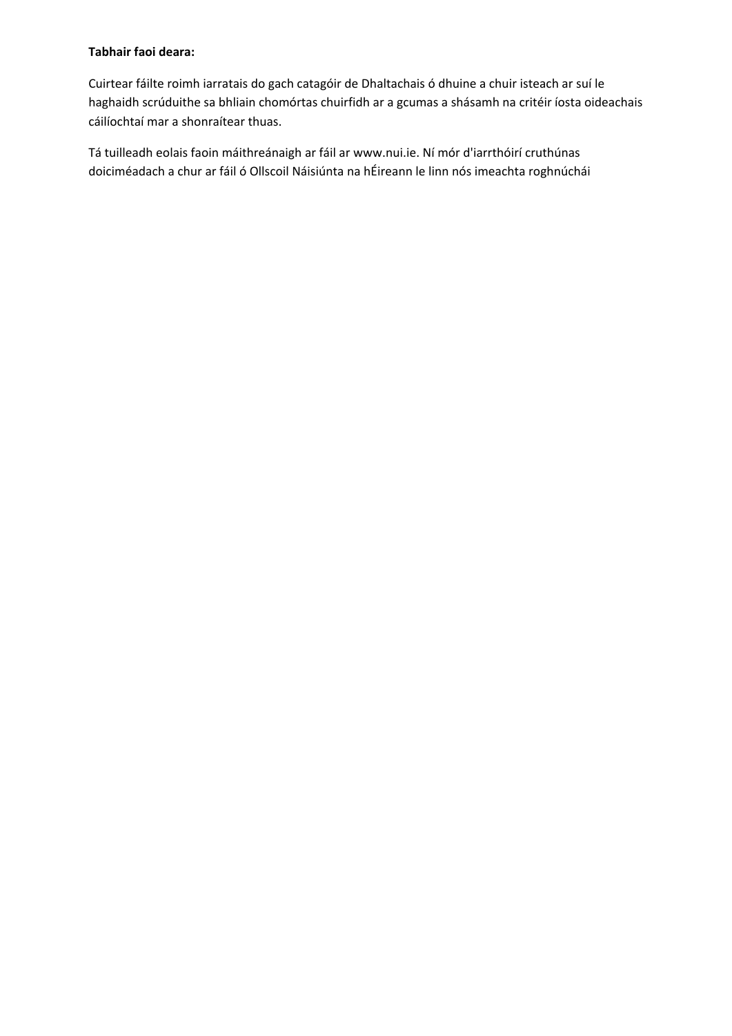**Tabhair faoi deara:**

Cuirtear fáilte roimh iarratais do gach catagóir de Dhaltachais ó dhuine a chuir isteach ar suí le haghaidh scrúduithe sa bhliain chomórtas chuirfidh ar a gcumas a shásamh na critéir íosta oideachais cáilíochtaí mar a shonraítear thuas.

Tá tuilleadh eolais faoin máithreánaigh ar fáil ar www.nui.ie. Ní mór d'iarrthóirí cruthúnas doiciméadach a chur ar fáil ó Ollscoil Náisiúnta na hÉireann le linn nós imeachta roghnúchái